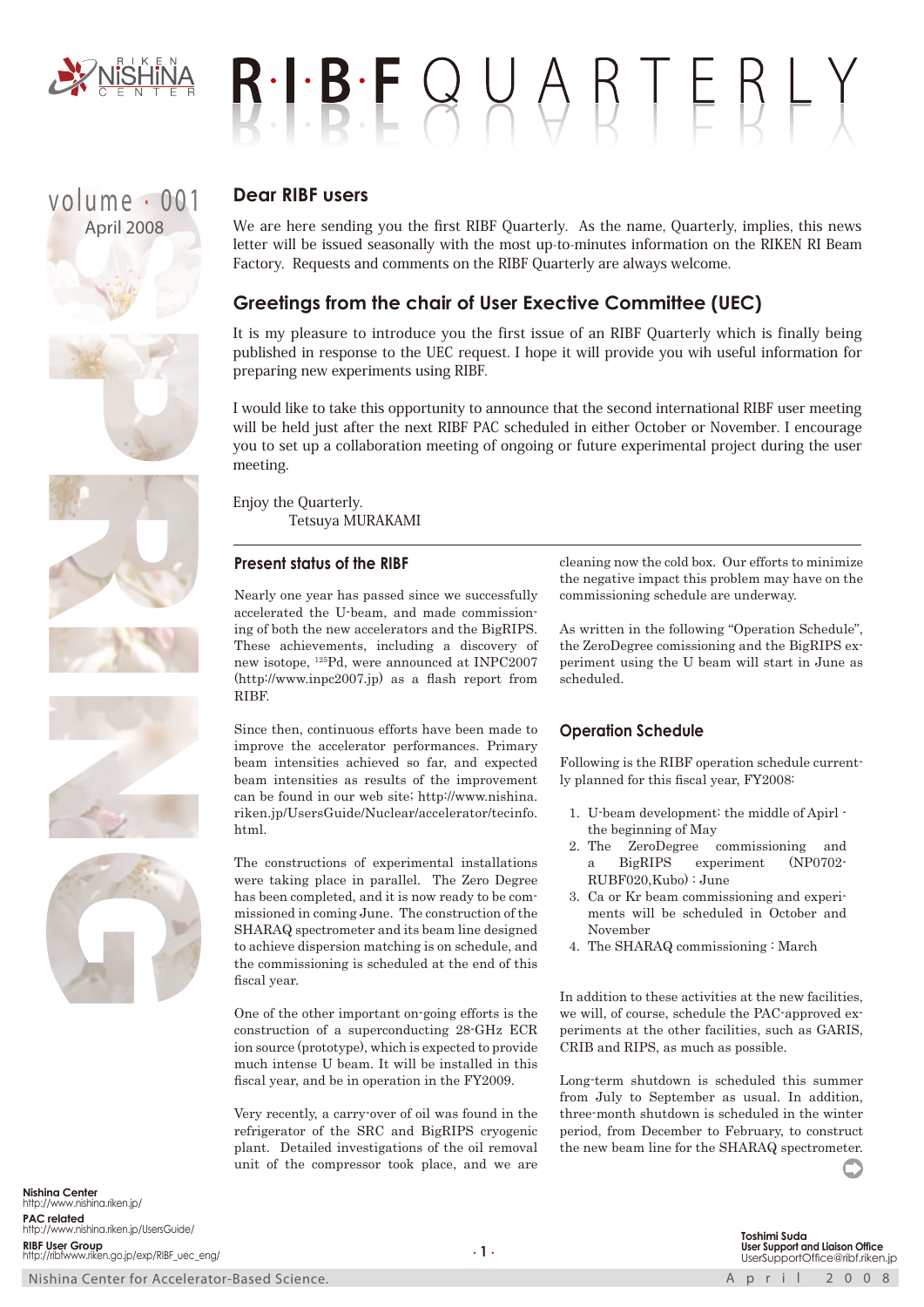# RIBF QUARTERLY

volume · 001
April 2008

## Dear RIBF users

We are here sending you the first RIBF Quarterly. As the name, Quarterly, implies, this news letter will be issued seasonally with the most up-to-minutes information on the RIKEN RI Beam Factory. Requests and comments on the RIBF Quarterly are always welcome.

## Greetings from the chair of User Exective Committee (UEC)

It is my pleasure to introduce you the first issue of an RIBF Quarterly which is finally being published in response to the UEC request. I hope it will provide you wih useful information for preparing new experiments using RIBF.

I would like to take this opportunity to announce that the second international RIBF user meeting will be held just after the next RIBF PAC scheduled in either October or November. I encourage you to set up a collaboration meeting of ongoing or future experimental project during the user meeting.

Enjoy the Quarterly.
Tetsuya MURAKAMI

### Present status of the RIBF

Nearly one year has passed since we successfully accelerated the U-beam, and made commissioning of both the new accelerators and the BigRIPS. These achievements, including a discovery of new isotope, $^{125}$Pd, were announced at INPC2007 (http://www.inpc2007.jp) as a flash report from RIBF.

Since then, continuous efforts have been made to improve the accelerator performances. Primary beam intensities achieved so far, and expected beam intensities as results of the improvement can be found in our web site; http://www.nishina.riken.jp/UsersGuide/Nuclear/accelerator/tecinfo.html.

The constructions of experimental installations were taking place in parallel. The Zero Degree has been completed, and it is now ready to be commissioned in coming June. The construction of the SHARAQ spectrometer and its beam line designed to achieve dispersion matching is on schedule, and the commissioning is scheduled at the end of this fiscal year.

One of the other important on-going efforts is the construction of a superconducting 28-GHz ECR ion source (prototype), which is expected to provide much intense U beam. It will be installed in this fiscal year, and be in operation in the FY2009.

Very recently, a carry-over of oil was found in the refrigerator of the SRC and BigRIPS cryogenic plant. Detailed investigations of the oil removal unit of the compressor took place, and we are cleaning now the cold box. Our efforts to minimize the negative impact this problem may have on the commissioning schedule are underway.

As written in the following "Operation Schedule", the ZeroDegree comissioning and the BigRIPS experiment using the U beam will start in June as scheduled.

### Operation Schedule

Following is the RIBF operation schedule currently planned for this fiscal year, FY2008:

1. U-beam development: the middle of Apirl - the beginning of May
2. The ZeroDegree commissioning and a BigRIPS experiment (NP0702-RUBF020,Kubo) : June
3. Ca or Kr beam commissioning and experiments will be scheduled in October and November
4. The SHARAQ commissioning : March

In addition to these activities at the new facilities, we will, of course, schedule the PAC-approved experiments at the other facilities, such as GARIS, CRIB and RIPS, as much as possible.

Long-term shutdown is scheduled this summer from July to September as usual. In addition, three-month shutdown is scheduled in the winter period, from December to February, to construct the new beam line for the SHARAQ spectrometer.

**Nishina Center**
http://www.nishina.riken.jp/
**PAC related**
http://www.nishina.riken.jp/UsersGuide/
**RIBF User Group**
http://ribfwww.riken.go.jp/exp/RIBF_uec_eng/

**Toshimi Suda**
**User Support and Liaison Office**
UserSupportOffice@ribf.riken.jp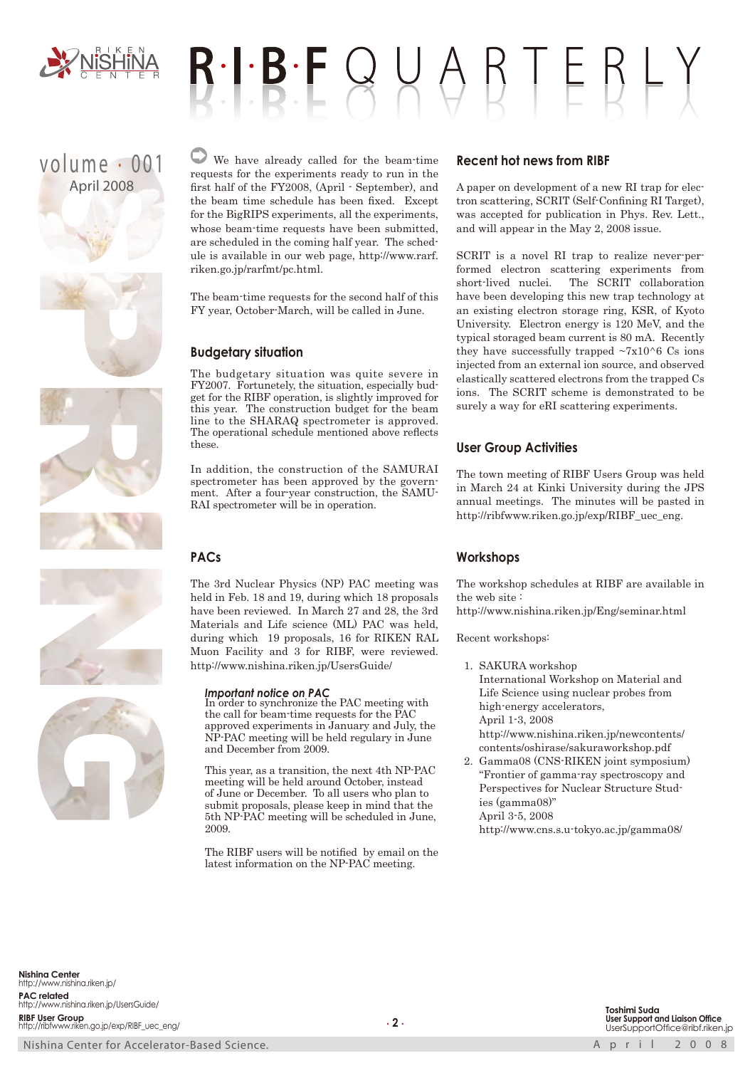volume · 001
April 2008

We have already called for the beam-time requests for the experiments ready to run in the first half of the FY2008, (April - September), and the beam time schedule has been fixed. Except for the BigRIPS experiments, all the experiments, whose beam-time requests have been submitted, are scheduled in the coming half year. The schedule is available in our web page, http://www.rarf.riken.go.jp/rarfmt/pc.html.

The beam-time requests for the second half of this FY year, October-March, will be called in June.

## Budgetary situation

The budgetary situation was quite severe in FY2007. Fortunetely, the situation, especially budget for the RIBF operation, is slightly improved for this year. The construction budget for the beam line to the SHARAQ spectrometer is approved. The operational schedule mentioned above reflects these.

In addition, the construction of the SAMURAI spectrometer has been approved by the government. After a four-year construction, the SAMURAI spectrometer will be in operation.

## PACs

The 3rd Nuclear Physics (NP) PAC meeting was held in Feb. 18 and 19, during which 18 proposals have been reviewed. In March 27 and 28, the 3rd Materials and Life science (ML) PAC was held, during which 19 proposals, 16 for RIKEN RAL Muon Facility and 3 for RIBF, were reviewed. http://www.nishina.riken.jp/UsersGuide/

### *Important notice on PAC*

In order to synchronize the PAC meeting with the call for beam-time requests for the PAC approved experiments in January and July, the NP-PAC meeting will be held regulary in June and December from 2009.

This year, as a transition, the next 4th NP-PAC meeting will be held around October, instead of June or December. To all users who plan to submit proposals, please keep in mind that the 5th NP-PAC meeting will be scheduled in June, 2009.

The RIBF users will be notified by email on the latest information on the NP-PAC meeting.

## Recent hot news from RIBF

A paper on development of a new RI trap for electron scattering, SCRIT (Self-Confining RI Target), was accepted for publication in Phys. Rev. Lett., and will appear in the May 2, 2008 issue.

SCRIT is a novel RI trap to realize never-performed electron scattering experiments from short-lived nuclei. The SCRIT collaboration have been developing this new trap technology at an existing electron storage ring, KSR, of Kyoto University. Electron energy is 120 MeV, and the typical storaged beam current is 80 mA. Recently they have successfully trapped ~7x10^6 Cs ions injected from an external ion source, and observed elastically scattered electrons from the trapped Cs ions. The SCRIT scheme is demonstrated to be surely a way for eRI scattering experiments.

## User Group Activities

The town meeting of RIBF Users Group was held in March 24 at Kinki University during the JPS annual meetings. The minutes will be pasted in http://ribfwww.riken.go.jp/exp/RIBF_uec_eng.

## Workshops

The workshop schedules at RIBF are available in the web site :
http://www.nishina.riken.jp/Eng/seminar.html

Recent workshops:

1. SAKURA workshop
   International Workshop on Material and Life Science using nuclear probes from high-energy accelerators,
   April 1-3, 2008
   http://www.nishina.riken.jp/newcontents/contents/oshirase/sakuraworkshop.pdf
2. Gamma08 (CNS-RIKEN joint symposium)
   "Frontier of gamma-ray spectroscopy and Perspectives for Nuclear Structure Studies (gamma08)"
   April 3-5, 2008
   http://www.cns.s.u-tokyo.ac.jp/gamma08/

**Nishina Center**
http://www.nishina.riken.jp/
**PAC related**
http://www.nishina.riken.jp/UsersGuide/
**RIBF User Group**
http://ribfwww.riken.go.jp/exp/RIBF_uec_eng/

**Toshimi Suda**
**User Support and Liaison Office**
UserSupportOffice@ribf.riken.jp